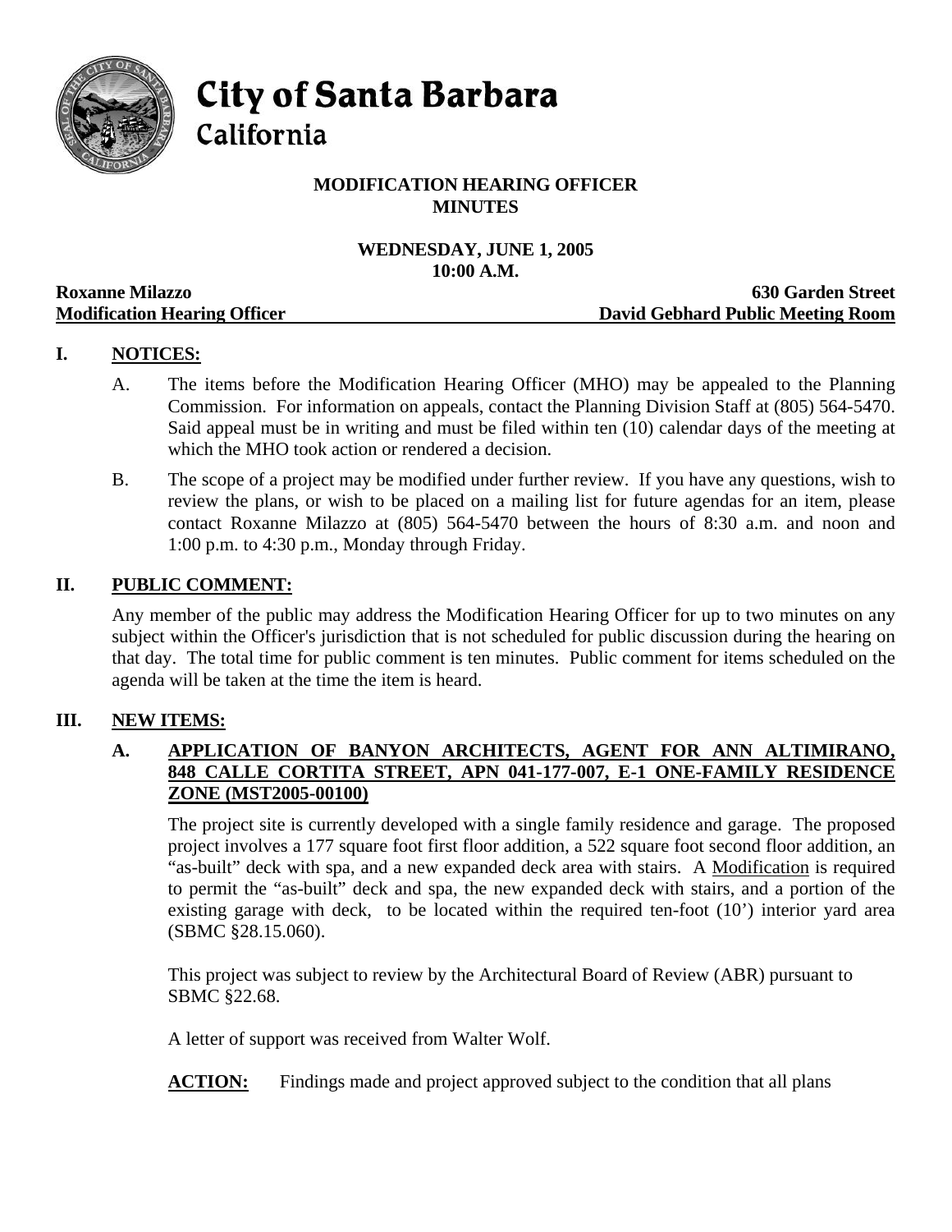# City of Santa Barbara
## California

**MODIFICATION HEARING OFFICER**
**MINUTES**

**WEDNESDAY, JUNE 1, 2005**
**10:00 A.M.**

**Roxanne Milazzo** — **630 Garden Street**
**Modification Hearing Officer** — **David Gebhard Public Meeting Room**

## I. NOTICES:

A. The items before the Modification Hearing Officer (MHO) may be appealed to the Planning Commission. For information on appeals, contact the Planning Division Staff at (805) 564-5470. Said appeal must be in writing and must be filed within ten (10) calendar days of the meeting at which the MHO took action or rendered a decision.

B. The scope of a project may be modified under further review. If you have any questions, wish to review the plans, or wish to be placed on a mailing list for future agendas for an item, please contact Roxanne Milazzo at (805) 564-5470 between the hours of 8:30 a.m. and noon and 1:00 p.m. to 4:30 p.m., Monday through Friday.

## II. PUBLIC COMMENT:

Any member of the public may address the Modification Hearing Officer for up to two minutes on any subject within the Officer's jurisdiction that is not scheduled for public discussion during the hearing on that day. The total time for public comment is ten minutes. Public comment for items scheduled on the agenda will be taken at the time the item is heard.

## III. NEW ITEMS:

### A. APPLICATION OF BANYON ARCHITECTS, AGENT FOR ANN ALTIMIRANO, 848 CALLE CORTITA STREET, APN 041-177-007, E-1 ONE-FAMILY RESIDENCE ZONE (MST2005-00100)

The project site is currently developed with a single family residence and garage. The proposed project involves a 177 square foot first floor addition, a 522 square foot second floor addition, an "as-built" deck with spa, and a new expanded deck area with stairs. A Modification is required to permit the "as-built" deck and spa, the new expanded deck with stairs, and a portion of the existing garage with deck, to be located within the required ten-foot (10') interior yard area (SBMC §28.15.060).

This project was subject to review by the Architectural Board of Review (ABR) pursuant to SBMC §22.68.

A letter of support was received from Walter Wolf.

**ACTION:** Findings made and project approved subject to the condition that all plans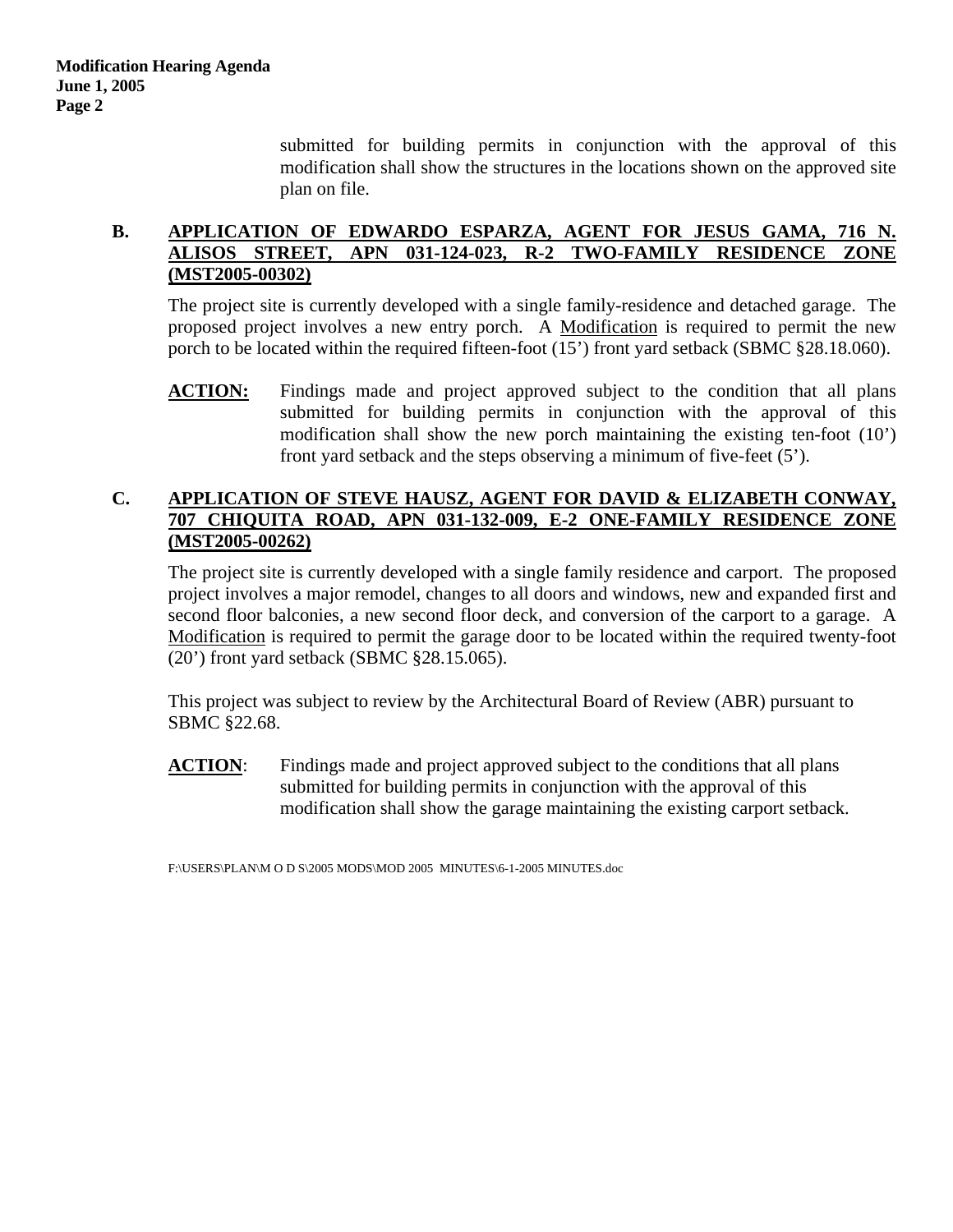submitted for building permits in conjunction with the approval of this modification shall show the structures in the locations shown on the approved site plan on file.

**B. <u>APPLICATION OF EDWARDO ESPARZA, AGENT FOR JESUS GAMA, 716 N. ALISOS STREET, APN 031-124-023, R-2 TWO-FAMILY RESIDENCE ZONE (MST2005-00302)</u>**

The project site is currently developed with a single family-residence and detached garage. The proposed project involves a new entry porch. A <u>Modification</u> is required to permit the new porch to be located within the required fifteen-foot (15') front yard setback (SBMC §28.18.060).

**<u>ACTION:</u>** Findings made and project approved subject to the condition that all plans submitted for building permits in conjunction with the approval of this modification shall show the new porch maintaining the existing ten-foot (10') front yard setback and the steps observing a minimum of five-feet (5').

**C. <u>APPLICATION OF STEVE HAUSZ, AGENT FOR DAVID & ELIZABETH CONWAY, 707 CHIQUITA ROAD, APN 031-132-009, E-2 ONE-FAMILY RESIDENCE ZONE (MST2005-00262)</u>**

The project site is currently developed with a single family residence and carport. The proposed project involves a major remodel, changes to all doors and windows, new and expanded first and second floor balconies, a new second floor deck, and conversion of the carport to a garage. A <u>Modification</u> is required to permit the garage door to be located within the required twenty-foot (20') front yard setback (SBMC §28.15.065).

This project was subject to review by the Architectural Board of Review (ABR) pursuant to SBMC §22.68.

**<u>ACTION</u>**: Findings made and project approved subject to the conditions that all plans submitted for building permits in conjunction with the approval of this modification shall show the garage maintaining the existing carport setback.

F:\USERS\PLAN\M O D S\2005 MODS\MOD 2005 MINUTES\6-1-2005 MINUTES.doc